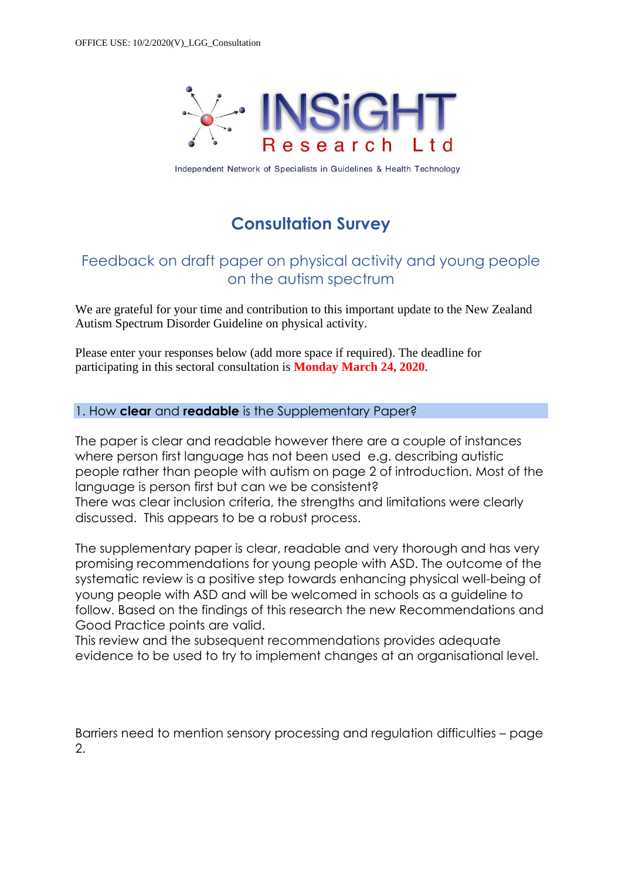OFFICE USE: 10/2/2020(V)_LGG_Consultation

INSiGHT Research Ltd

Independent Network of Specialists in Guidelines & Health Technology

# Consultation Survey

## Feedback on draft paper on physical activity and young people on the autism spectrum

We are grateful for your time and contribution to this important update to the New Zealand Autism Spectrum Disorder Guideline on physical activity.

Please enter your responses below (add more space if required). The deadline for participating in this sectoral consultation is **Monday March 24, 2020**.

### 1. How **clear** and **readable** is the Supplementary Paper?

The paper is clear and readable however there are a couple of instances where person first language has not been used e.g. describing autistic people rather than people with autism on page 2 of introduction. Most of the language is person first but can we be consistent?
There was clear inclusion criteria, the strengths and limitations were clearly discussed. This appears to be a robust process.

The supplementary paper is clear, readable and very thorough and has very promising recommendations for young people with ASD. The outcome of the systematic review is a positive step towards enhancing physical well-being of young people with ASD and will be welcomed in schools as a guideline to follow. Based on the findings of this research the new Recommendations and Good Practice points are valid.
This review and the subsequent recommendations provides adequate evidence to be used to try to implement changes at an organisational level.

Barriers need to mention sensory processing and regulation difficulties – page 2.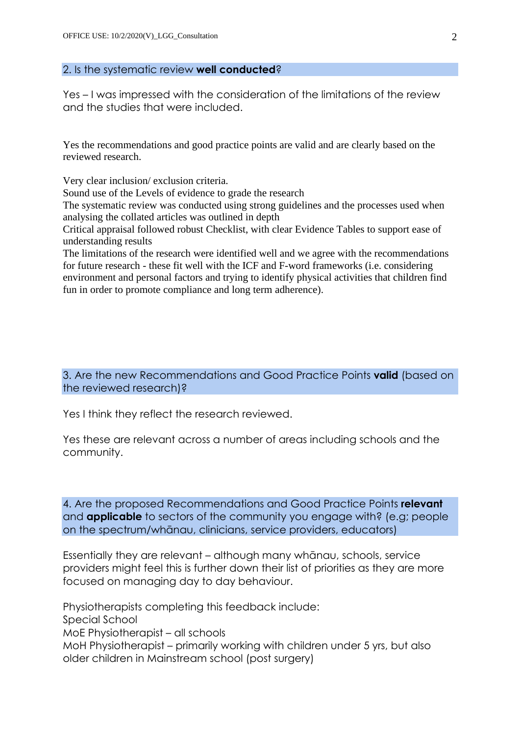## 2. Is the systematic review **well conducted**?

Yes – I was impressed with the consideration of the limitations of the review and the studies that were included.

Yes the recommendations and good practice points are valid and are clearly based on the reviewed research.

Very clear inclusion/ exclusion criteria.
Sound use of the Levels of evidence to grade the research
The systematic review was conducted using strong guidelines and the processes used when analysing the collated articles was outlined in depth
Critical appraisal followed robust Checklist, with clear Evidence Tables to support ease of understanding results
The limitations of the research were identified well and we agree with the recommendations for future research - these fit well with the ICF and F-word frameworks (i.e. considering environment and personal factors and trying to identify physical activities that children find fun in order to promote compliance and long term adherence).

## 3. Are the new Recommendations and Good Practice Points **valid** (based on the reviewed research)?

Yes I think they reflect the research reviewed.

Yes these are relevant across a number of areas including schools and the community.

## 4. Are the proposed Recommendations and Good Practice Points **relevant** and **applicable** to sectors of the community you engage with? (e.g; people on the spectrum/whānau, clinicians, service providers, educators)

Essentially they are relevant – although many whānau, schools, service providers might feel this is further down their list of priorities as they are more focused on managing day to day behaviour.

Physiotherapists completing this feedback include:
Special School
MoE Physiotherapist – all schools
MoH Physiotherapist – primarily working with children under 5 yrs, but also older children in Mainstream school (post surgery)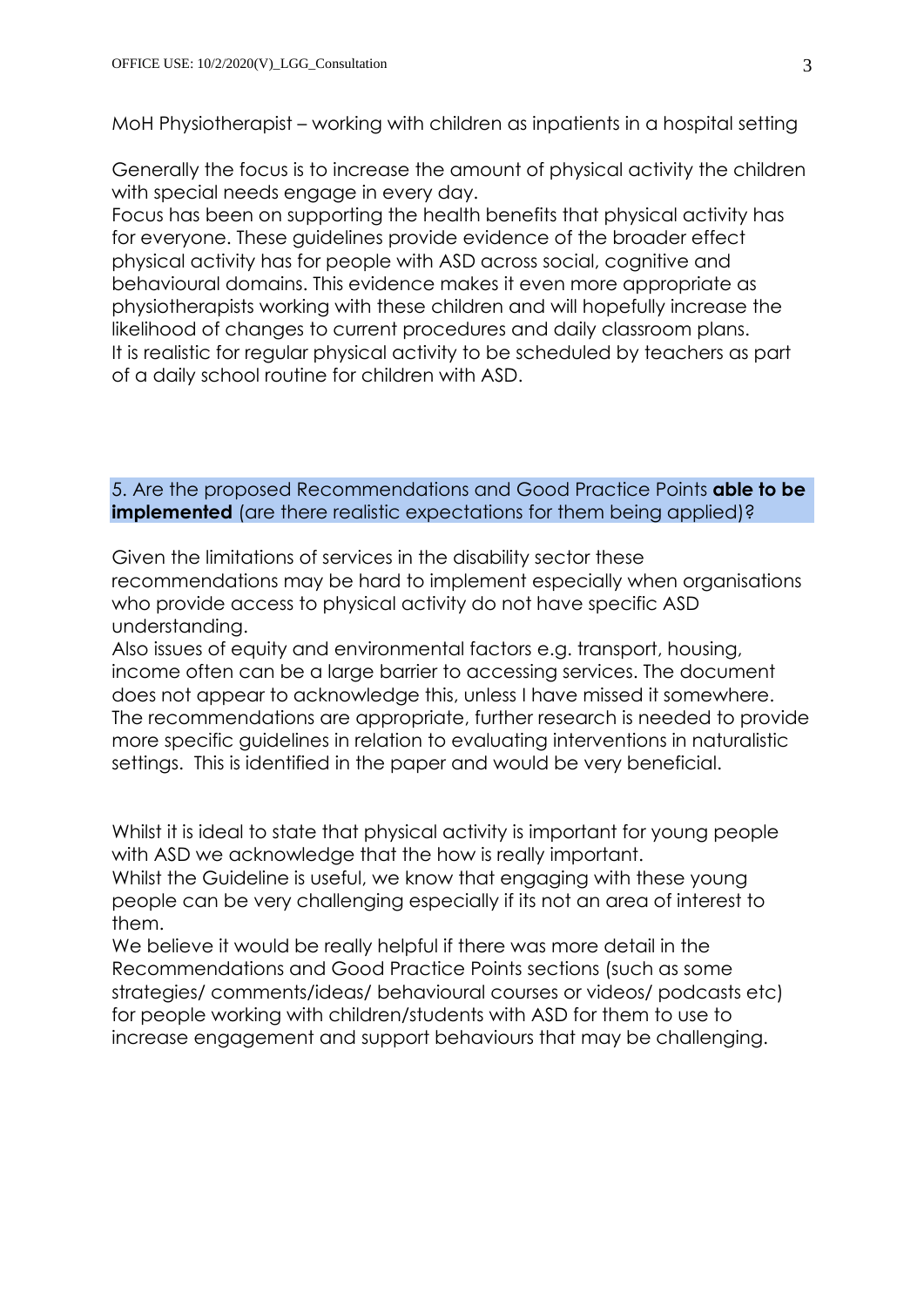MoH Physiotherapist – working with children as inpatients in a hospital setting

Generally the focus is to increase the amount of physical activity the children with special needs engage in every day.
Focus has been on supporting the health benefits that physical activity has for everyone. These guidelines provide evidence of the broader effect physical activity has for people with ASD across social, cognitive and behavioural domains. This evidence makes it even more appropriate as physiotherapists working with these children and will hopefully increase the likelihood of changes to current procedures and daily classroom plans.
It is realistic for regular physical activity to be scheduled by teachers as part of a daily school routine for children with ASD.

5. Are the proposed Recommendations and Good Practice Points **able to be implemented** (are there realistic expectations for them being applied)?

Given the limitations of services in the disability sector these recommendations may be hard to implement especially when organisations who provide access to physical activity do not have specific ASD understanding.
Also issues of equity and environmental factors e.g. transport, housing, income often can be a large barrier to accessing services. The document does not appear to acknowledge this, unless I have missed it somewhere.
The recommendations are appropriate, further research is needed to provide more specific guidelines in relation to evaluating interventions in naturalistic settings. This is identified in the paper and would be very beneficial.

Whilst it is ideal to state that physical activity is important for young people with ASD we acknowledge that the how is really important.
Whilst the Guideline is useful, we know that engaging with these young people can be very challenging especially if its not an area of interest to them.
We believe it would be really helpful if there was more detail in the Recommendations and Good Practice Points sections (such as some strategies/ comments/ideas/ behavioural courses or videos/ podcasts etc) for people working with children/students with ASD for them to use to increase engagement and support behaviours that may be challenging.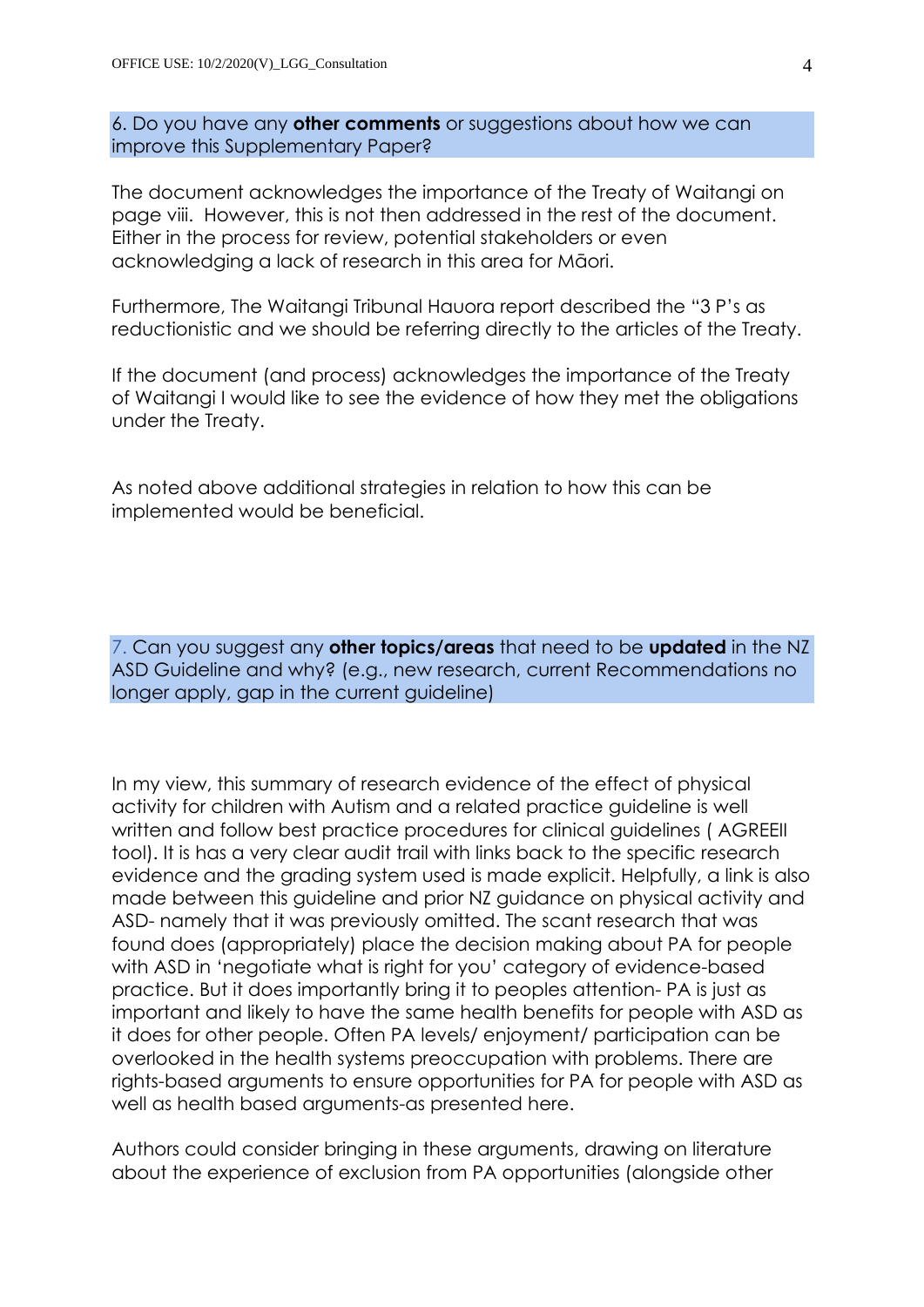6. Do you have any **other comments** or suggestions about how we can improve this Supplementary Paper?

The document acknowledges the importance of the Treaty of Waitangi on page viii. However, this is not then addressed in the rest of the document. Either in the process for review, potential stakeholders or even acknowledging a lack of research in this area for Māori.

Furthermore, The Waitangi Tribunal Hauora report described the "3 P's as reductionistic and we should be referring directly to the articles of the Treaty.

If the document (and process) acknowledges the importance of the Treaty of Waitangi I would like to see the evidence of how they met the obligations under the Treaty.

As noted above additional strategies in relation to how this can be implemented would be beneficial.

7. Can you suggest any **other topics/areas** that need to be **updated** in the NZ ASD Guideline and why? (e.g., new research, current Recommendations no longer apply, gap in the current guideline)

In my view, this summary of research evidence of the effect of physical activity for children with Autism and a related practice guideline is well written and follow best practice procedures for clinical guidelines ( AGREEII tool). It is has a very clear audit trail with links back to the specific research evidence and the grading system used is made explicit. Helpfully, a link is also made between this guideline and prior NZ guidance on physical activity and ASD- namely that it was previously omitted. The scant research that was found does (appropriately) place the decision making about PA for people with ASD in 'negotiate what is right for you' category of evidence-based practice. But it does importantly bring it to peoples attention- PA is just as important and likely to have the same health benefits for people with ASD as it does for other people. Often PA levels/ enjoyment/ participation can be overlooked in the health systems preoccupation with problems. There are rights-based arguments to ensure opportunities for PA for people with ASD as well as health based arguments-as presented here.

Authors could consider bringing in these arguments, drawing on literature about the experience of exclusion from PA opportunities (alongside other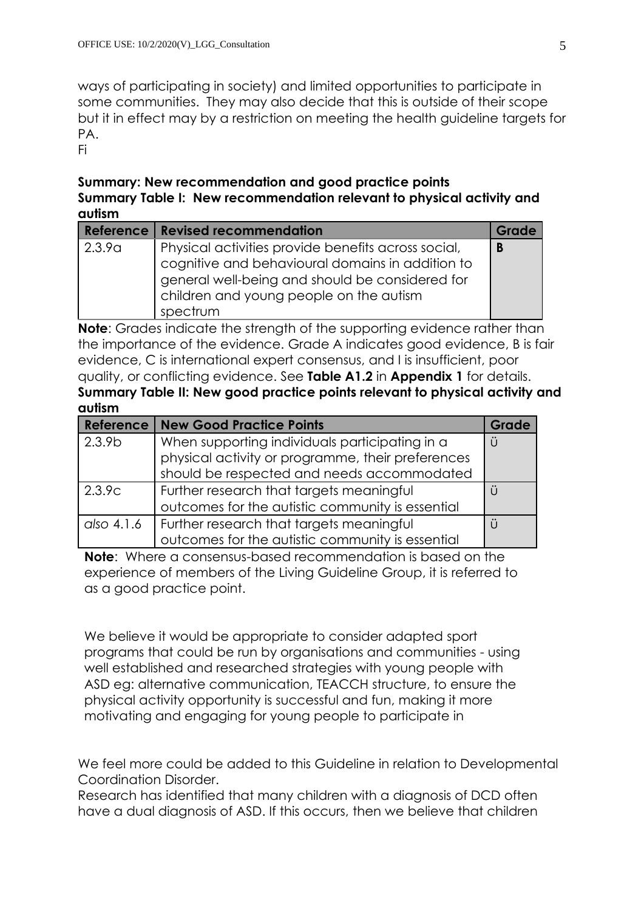ways of participating in society) and limited opportunities to participate in some communities. They may also decide that this is outside of their scope but it in effect may by a restriction on meeting the health guideline targets for PA.

Fi

**Summary: New recommendation and good practice points**

**Summary Table I: New recommendation relevant to physical activity and autism**

| Reference | Revised recommendation | Grade |
|---|---|---|
| 2.3.9a | Physical activities provide benefits across social, cognitive and behavioural domains in addition to general well-being and should be considered for children and young people on the autism spectrum | **B** |

**Note**: Grades indicate the strength of the supporting evidence rather than the importance of the evidence. Grade A indicates good evidence, B is fair evidence, C is international expert consensus, and I is insufficient, poor quality, or conflicting evidence. See **Table A1.2** in **Appendix 1** for details.

**Summary Table II: New good practice points relevant to physical activity and autism**

| Reference | New Good Practice Points | Grade |
|---|---|---|
| 2.3.9b | When supporting individuals participating in a physical activity or programme, their preferences should be respected and needs accommodated | Ü |
| 2.3.9c | Further research that targets meaningful outcomes for the autistic community is essential | Ü |
| *also* 4.1.6 | Further research that targets meaningful outcomes for the autistic community is essential | Ü |

**Note**: Where a consensus-based recommendation is based on the experience of members of the Living Guideline Group, it is referred to as a good practice point.

We believe it would be appropriate to consider adapted sport programs that could be run by organisations and communities - using well established and researched strategies with young people with ASD eg: alternative communication, TEACCH structure, to ensure the physical activity opportunity is successful and fun, making it more motivating and engaging for young people to participate in

We feel more could be added to this Guideline in relation to Developmental Coordination Disorder.

Research has identified that many children with a diagnosis of DCD often have a dual diagnosis of ASD. If this occurs, then we believe that children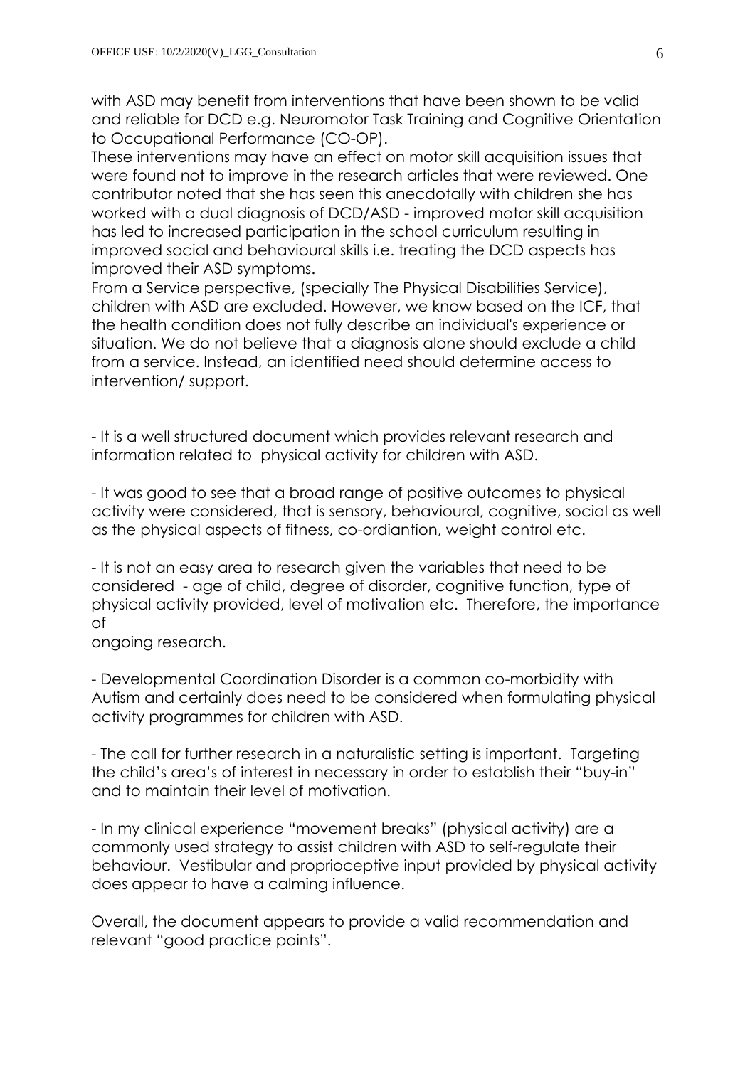with ASD may benefit from interventions that have been shown to be valid and reliable for DCD e.g. Neuromotor Task Training and Cognitive Orientation to Occupational Performance (CO-OP).
These interventions may have an effect on motor skill acquisition issues that were found not to improve in the research articles that were reviewed. One contributor noted that she has seen this anecdotally with children she has worked with a dual diagnosis of DCD/ASD - improved motor skill acquisition has led to increased participation in the school curriculum resulting in improved social and behavioural skills i.e. treating the DCD aspects has improved their ASD symptoms.
From a Service perspective, (specially The Physical Disabilities Service), children with ASD are excluded. However, we know based on the ICF, that the health condition does not fully describe an individual's experience or situation. We do not believe that a diagnosis alone should exclude a child from a service. Instead, an identified need should determine access to intervention/ support.

- It is a well structured document which provides relevant research and information related to physical activity for children with ASD.

- It was good to see that a broad range of positive outcomes to physical activity were considered, that is sensory, behavioural, cognitive, social as well as the physical aspects of fitness, co-ordiantion, weight control etc.

- It is not an easy area to research given the variables that need to be considered - age of child, degree of disorder, cognitive function, type of physical activity provided, level of motivation etc. Therefore, the importance of
ongoing research.

- Developmental Coordination Disorder is a common co-morbidity with Autism and certainly does need to be considered when formulating physical activity programmes for children with ASD.

- The call for further research in a naturalistic setting is important. Targeting the child's area's of interest in necessary in order to establish their "buy-in" and to maintain their level of motivation.

- In my clinical experience "movement breaks" (physical activity) are a commonly used strategy to assist children with ASD to self-regulate their behaviour. Vestibular and proprioceptive input provided by physical activity does appear to have a calming influence.

Overall, the document appears to provide a valid recommendation and relevant "good practice points".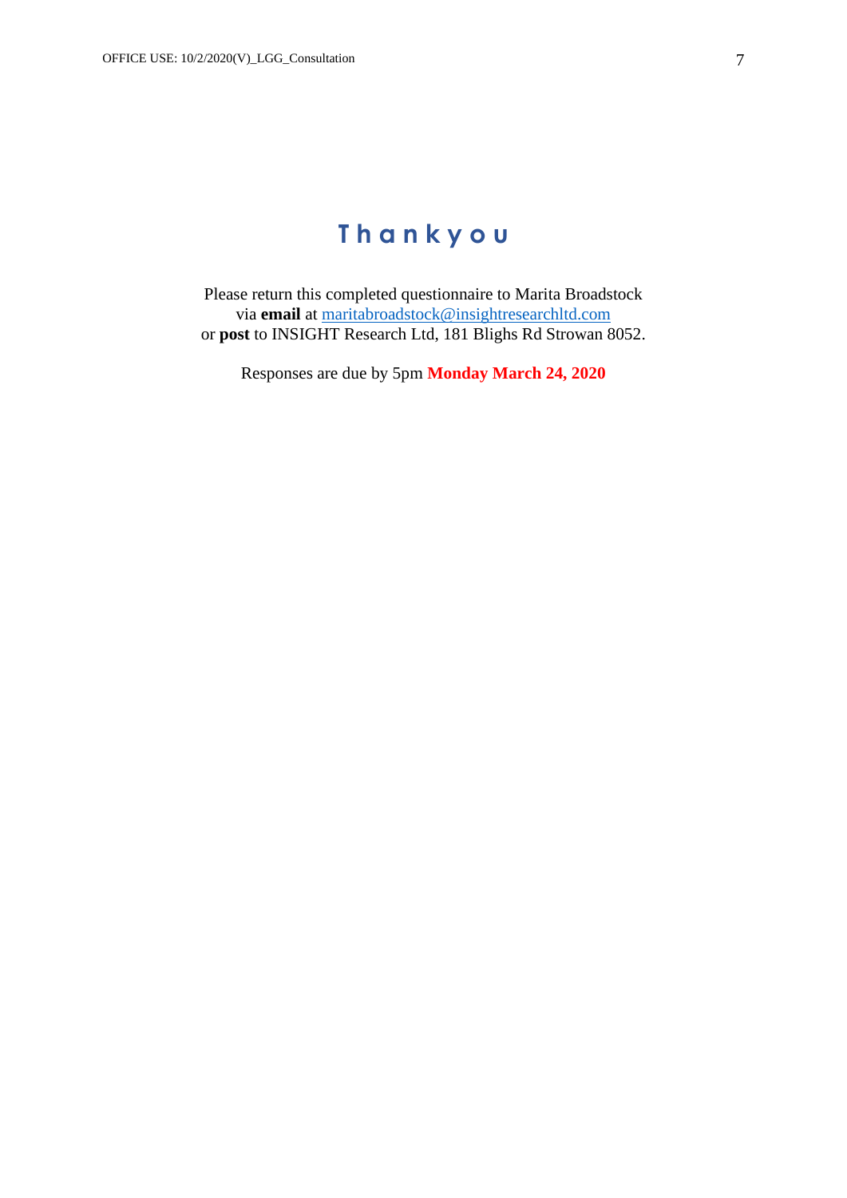# Thankyou

Please return this completed questionnaire to Marita Broadstock via **email** at maritabroadstock@insightresearchltd.com or **post** to INSIGHT Research Ltd, 181 Blighs Rd Strowan 8052.

Responses are due by 5pm **Monday March 24, 2020**